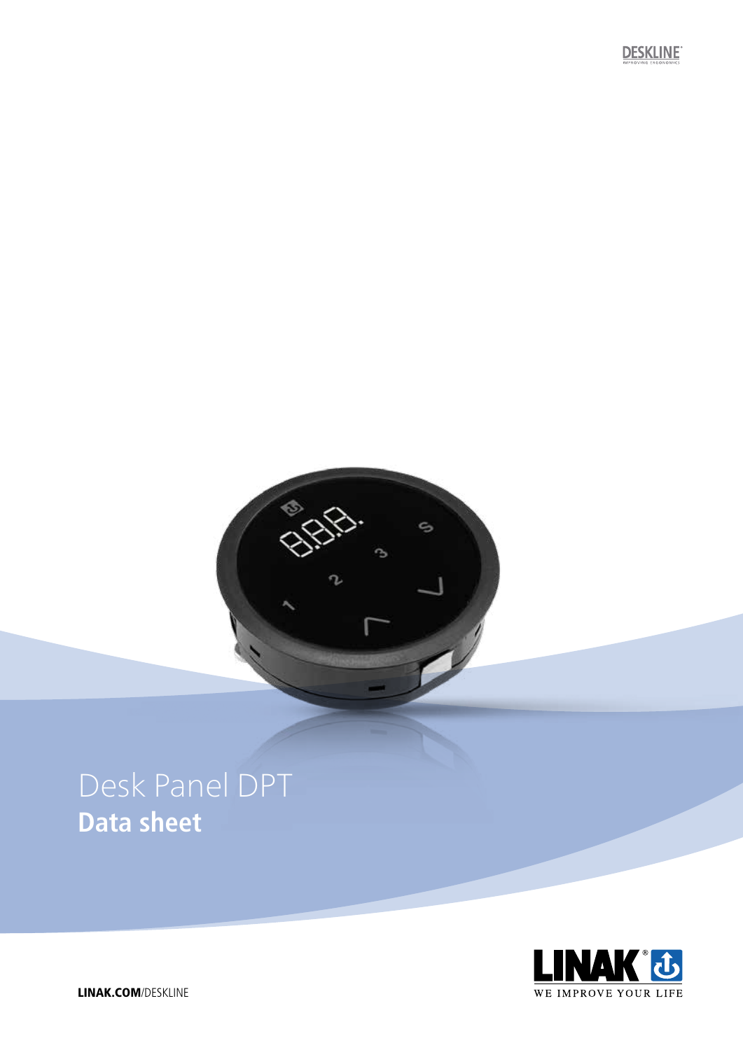DESKLINE
IMPROVING ERGONOMICS

# Desk Panel DPT
## Data sheet

LINAK®
WE IMPROVE YOUR LIFE

**LINAK.COM**/DESKLINE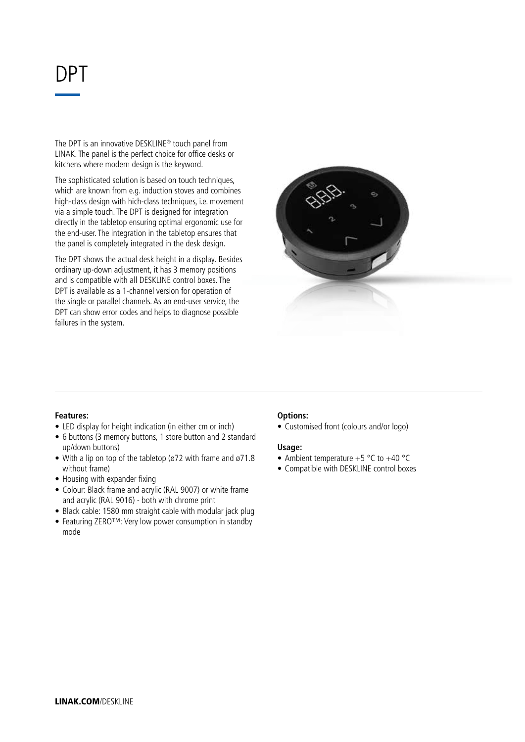# DPT

The DPT is an innovative DESKLINE® touch panel from LINAK. The panel is the perfect choice for office desks or kitchens where modern design is the keyword.

The sophisticated solution is based on touch techniques, which are known from e.g. induction stoves and combines high-class design with hich-class techniques, i.e. movement via a simple touch. The DPT is designed for integration directly in the tabletop ensuring optimal ergonomic use for the end-user. The integration in the tabletop ensures that the panel is completely integrated in the desk design.

The DPT shows the actual desk height in a display. Besides ordinary up-down adjustment, it has 3 memory positions and is compatible with all DESKLINE control boxes. The DPT is available as a 1-channel version for operation of the single or parallel channels. As an end-user service, the DPT can show error codes and helps to diagnose possible failures in the system.

**Features:**

- LED display for height indication (in either cm or inch)
- 6 buttons (3 memory buttons, 1 store button and 2 standard up/down buttons)
- With a lip on top of the tabletop (ø72 with frame and ø71.8 without frame)
- Housing with expander fixing
- Colour: Black frame and acrylic (RAL 9007) or white frame and acrylic (RAL 9016) - both with chrome print
- Black cable: 1580 mm straight cable with modular jack plug
- Featuring ZERO™: Very low power consumption in standby mode

**Options:**

- Customised front (colours and/or logo)

**Usage:**

- Ambient temperature +5 °C to +40 °C
- Compatible with DESKLINE control boxes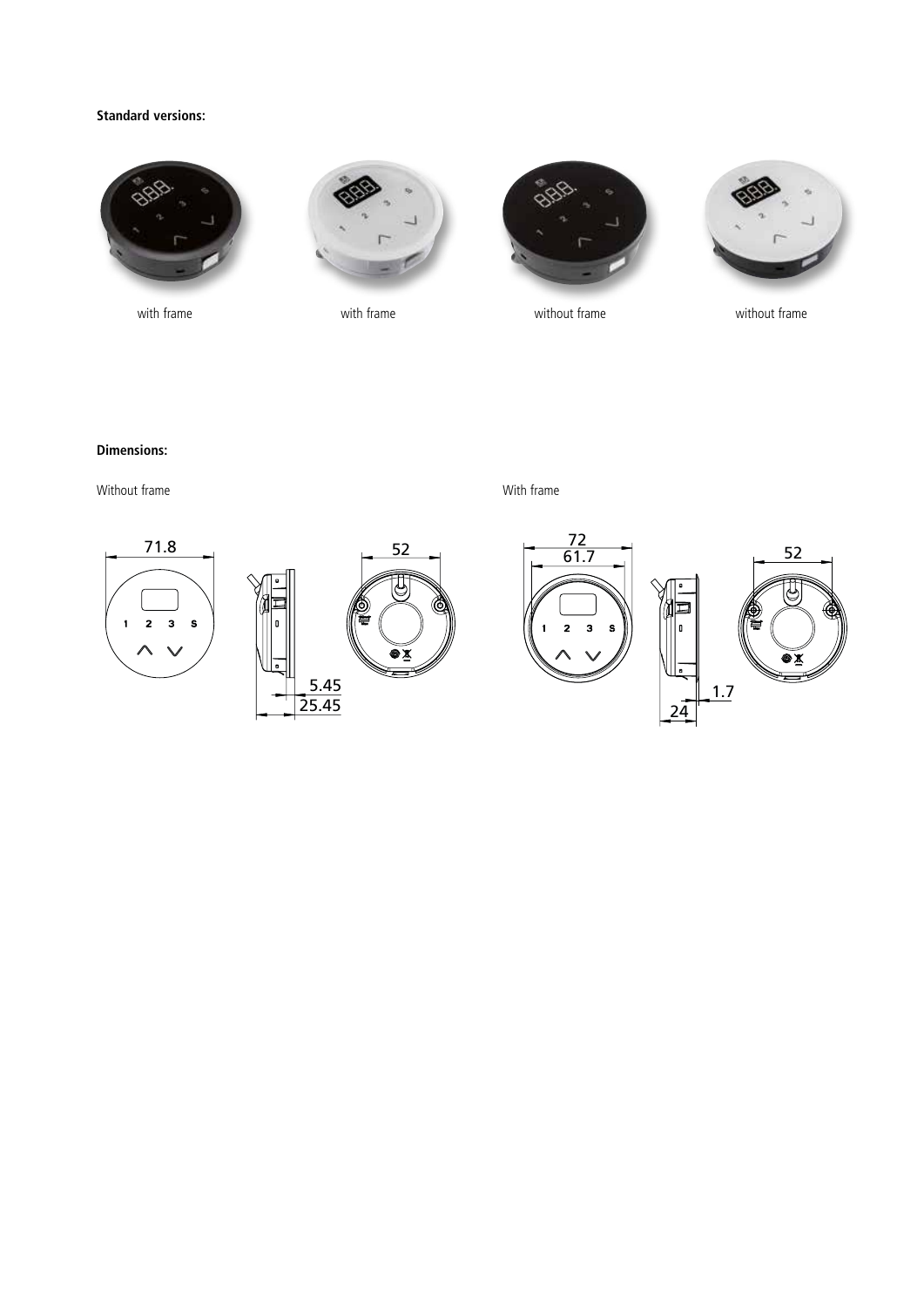**Standard versions:**

with frame

with frame

without frame

without frame

**Dimensions:**

Without frame

With frame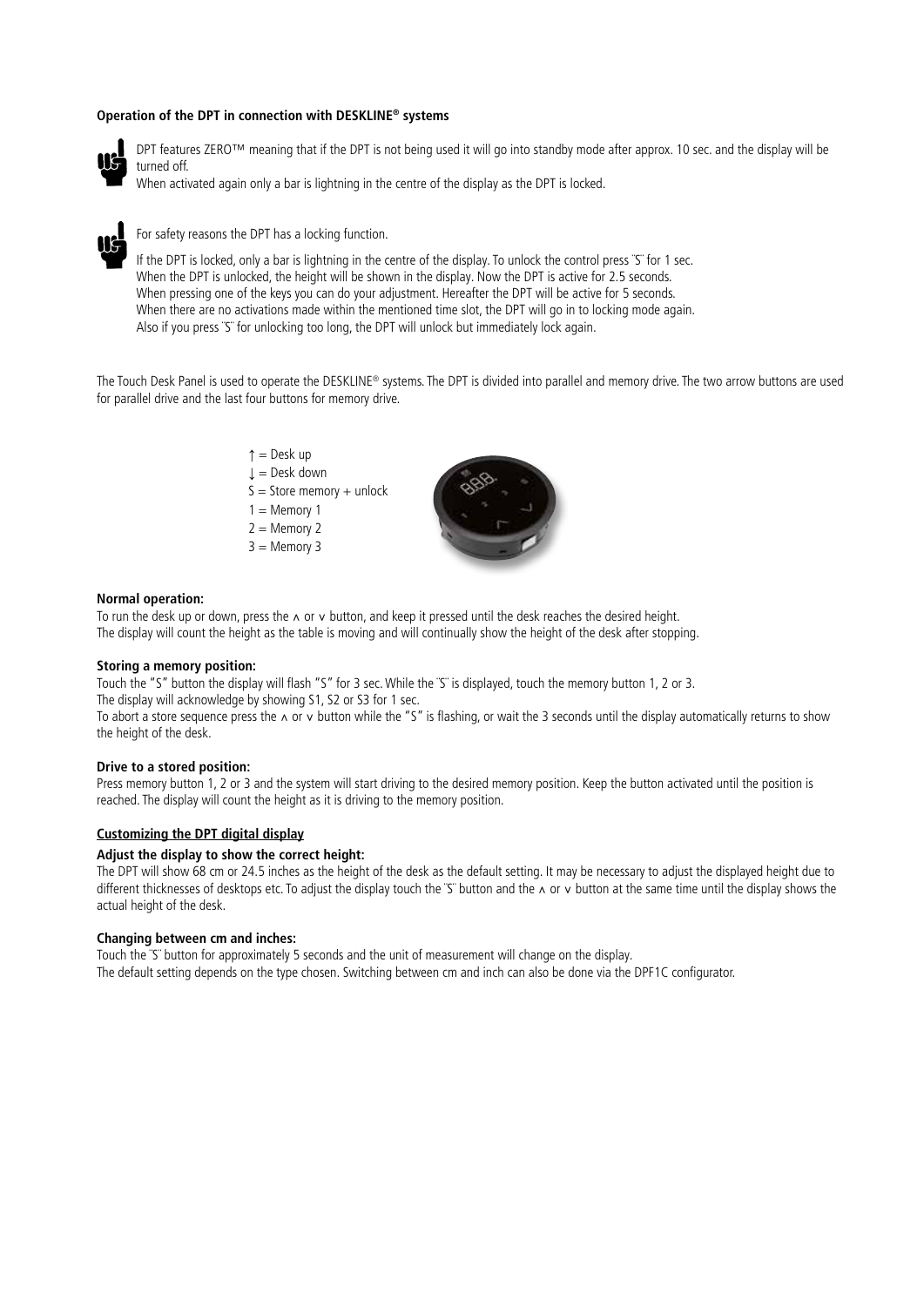**Operation of the DPT in connection with DESKLINE® systems**

DPT features ZERO™ meaning that if the DPT is not being used it will go into standby mode after approx. 10 sec. and the display will be turned off.
When activated again only a bar is lightning in the centre of the display as the DPT is locked.

For safety reasons the DPT has a locking function.

If the DPT is locked, only a bar is lightning in the centre of the display. To unlock the control press "S" for 1 sec.
When the DPT is unlocked, the height will be shown in the display. Now the DPT is active for 2.5 seconds.
When pressing one of the keys you can do your adjustment. Hereafter the DPT will be active for 5 seconds.
When there are no activations made within the mentioned time slot, the DPT will go in to locking mode again.
Also if you press "S" for unlocking too long, the DPT will unlock but immediately lock again.

The Touch Desk Panel is used to operate the DESKLINE® systems. The DPT is divided into parallel and memory drive. The two arrow buttons are used for parallel drive and the last four buttons for memory drive.

↑ = Desk up
↓ = Desk down
S = Store memory + unlock
1 = Memory 1
2 = Memory 2
3 = Memory 3

**Normal operation:**
To run the desk up or down, press the ∧ or ∨ button, and keep it pressed until the desk reaches the desired height.
The display will count the height as the table is moving and will continually show the height of the desk after stopping.

**Storing a memory position:**
Touch the "S" button the display will flash "S" for 3 sec. While the "S" is displayed, touch the memory button 1, 2 or 3.
The display will acknowledge by showing S1, S2 or S3 for 1 sec.
To abort a store sequence press the ∧ or ∨ button while the "S" is flashing, or wait the 3 seconds until the display automatically returns to show the height of the desk.

**Drive to a stored position:**
Press memory button 1, 2 or 3 and the system will start driving to the desired memory position. Keep the button activated until the position is reached. The display will count the height as it is driving to the memory position.

**Customizing the DPT digital display**

**Adjust the display to show the correct height:**
The DPT will show 68 cm or 24.5 inches as the height of the desk as the default setting. It may be necessary to adjust the displayed height due to different thicknesses of desktops etc. To adjust the display touch the "S" button and the ∧ or ∨ button at the same time until the display shows the actual height of the desk.

**Changing between cm and inches:**
Touch the "S" button for approximately 5 seconds and the unit of measurement will change on the display.
The default setting depends on the type chosen. Switching between cm and inch can also be done via the DPF1C configurator.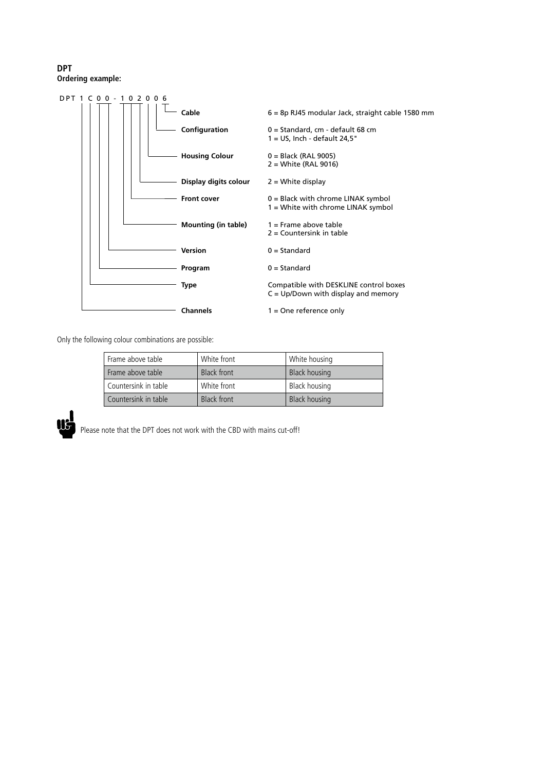**DPT**

**Ordering example:**

DPT 1 C 0 0 - 1 0 2 0 0 6

| Position | Meaning |
| --- | --- |
| **Cable** | 6 = 8p RJ45 modular Jack, straight cable 1580 mm |
| **Configuration** | 0 = Standard, cm - default 68 cm<br>1 = US, Inch - default 24,5" |
| **Housing Colour** | 0 = Black (RAL 9005)<br>2 = White (RAL 9016) |
| **Display digits colour** | 2 = White display |
| **Front cover** | 0 = Black with chrome LINAK symbol<br>1 = White with chrome LINAK symbol |
| **Mounting (in table)** | 1 = Frame above table<br>2 = Countersink in table |
| **Version** | 0 = Standard |
| **Program** | 0 = Standard |
| **Type** | Compatible with DESKLINE control boxes<br>C = Up/Down with display and memory |
| **Channels** | 1 = One reference only |

Only the following colour combinations are possible:

| Mounting | Front | Housing |
| --- | --- | --- |
| Frame above table | White front | White housing |
| Frame above table | Black front | Black housing |
| Countersink in table | White front | Black housing |
| Countersink in table | Black front | Black housing |

Please note that the DPT does not work with the CBD with mains cut-off!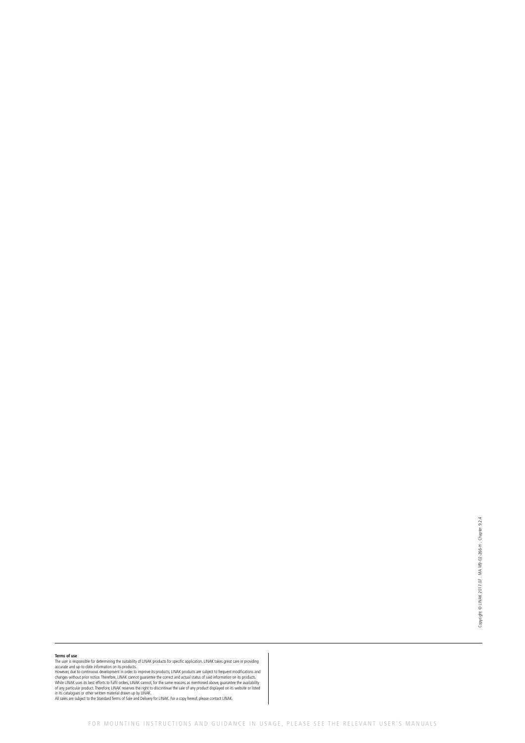**Terms of use**

The user is responsible for determining the suitability of LINAK products for specific application. LINAK takes great care in providing accurate and up-to-date information on its products.

However, due to continuous development in order to improve its products, LINAK products are subject to frequent modifications and changes without prior notice. Therefore, LINAK cannot guarantee the correct and actual status of said information on its products.

While LINAK uses its best efforts to fulfil orders, LINAK cannot, for the same reasons as mentioned above, guarantee the availability of any particular product. Therefore, LINAK reserves the right to discontinue the sale of any product displayed on its website or listed in its catalogues or other written material drawn up by LINAK.

All sales are subject to the Standard Terms of Sale and Delivery for LINAK. For a copy hereof, please contact LINAK.

Copyright © LINAK 2017.07 . MA M9-02-266-H . Chapter 9.2.4

FOR MOUNTING INSTRUCTIONS AND GUIDANCE IN USAGE, PLEASE SEE THE RELEVANT USER'S MANUALS